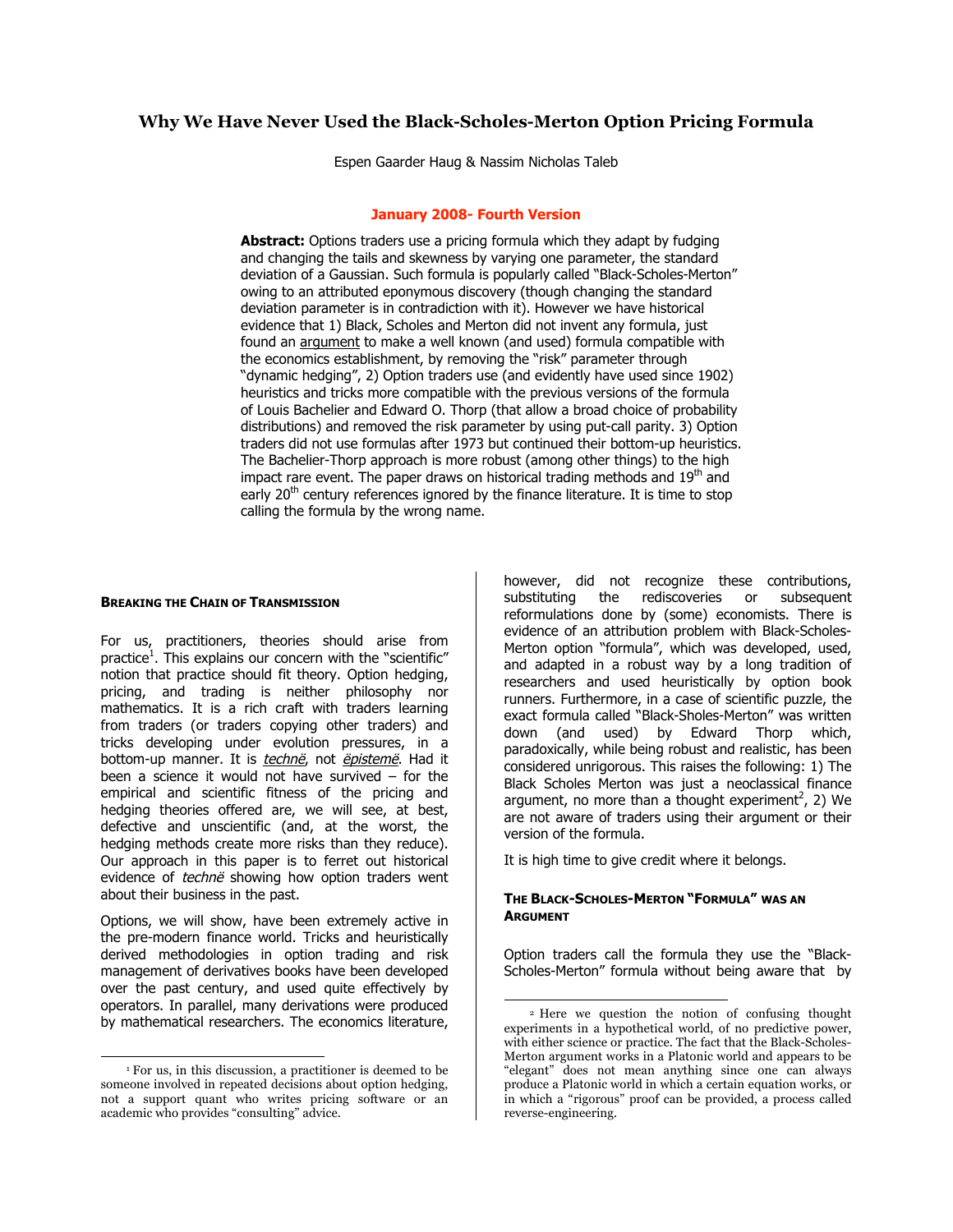# Why We Have Never Used the Black-Scholes-Merton Option Pricing Formula

Espen Gaarder Haug & Nassim Nicholas Taleb

**January 2008- Fourth Version**

**Abstract:** Options traders use a pricing formula which they adapt by fudging and changing the tails and skewness by varying one parameter, the standard deviation of a Gaussian. Such formula is popularly called "Black-Scholes-Merton" owing to an attributed eponymous discovery (though changing the standard deviation parameter is in contradiction with it). However we have historical evidence that 1) Black, Scholes and Merton did not invent any formula, just found an argument to make a well known (and used) formula compatible with the economics establishment, by removing the "risk" parameter through "dynamic hedging", 2) Option traders use (and evidently have used since 1902) heuristics and tricks more compatible with the previous versions of the formula of Louis Bachelier and Edward O. Thorp (that allow a broad choice of probability distributions) and removed the risk parameter by using put-call parity. 3) Option traders did not use formulas after 1973 but continued their bottom-up heuristics. The Bachelier-Thorp approach is more robust (among other things) to the high impact rare event. The paper draws on historical trading methods and 19th and early 20th century references ignored by the finance literature. It is time to stop calling the formula by the wrong name.

## Breaking the Chain of Transmission

For us, practitioners, theories should arise from practice[1]. This explains our concern with the "scientific" notion that practice should fit theory. Option hedging, pricing, and trading is neither philosophy nor mathematics. It is a rich craft with traders learning from traders (or traders copying other traders) and tricks developing under evolution pressures, in a bottom-up manner. It is *technë*, not *ëpistemë*. Had it been a science it would not have survived – for the empirical and scientific fitness of the pricing and hedging theories offered are, we will see, at best, defective and unscientific (and, at the worst, the hedging methods create more risks than they reduce). Our approach in this paper is to ferret out historical evidence of *technë* showing how option traders went about their business in the past.

Options, we will show, have been extremely active in the pre-modern finance world. Tricks and heuristically derived methodologies in option trading and risk management of derivatives books have been developed over the past century, and used quite effectively by operators. In parallel, many derivations were produced by mathematical researchers. The economics literature, however, did not recognize these contributions, substituting the rediscoveries or subsequent reformulations done by (some) economists. There is evidence of an attribution problem with Black-Scholes-Merton option "formula", which was developed, used, and adapted in a robust way by a long tradition of researchers and used heuristically by option book runners. Furthermore, in a case of scientific puzzle, the exact formula called "Black-Sholes-Merton" was written down (and used) by Edward Thorp which, paradoxically, while being robust and realistic, has been considered unrigorous. This raises the following: 1) The Black Scholes Merton was just a neoclassical finance argument, no more than a thought experiment[2], 2) We are not aware of traders using their argument or their version of the formula.

It is high time to give credit where it belongs.

## The Black-Scholes-Merton "Formula" was an Argument

Option traders call the formula they use the "Black-Scholes-Merton" formula without being aware that by

[1] For us, in this discussion, a practitioner is deemed to be someone involved in repeated decisions about option hedging, not a support quant who writes pricing software or an academic who provides "consulting" advice.

[2] Here we question the notion of confusing thought experiments in a hypothetical world, of no predictive power, with either science or practice. The fact that the Black-Scholes-Merton argument works in a Platonic world and appears to be "elegant" does not mean anything since one can always produce a Platonic world in which a certain equation works, or in which a "rigorous" proof can be provided, a process called reverse-engineering.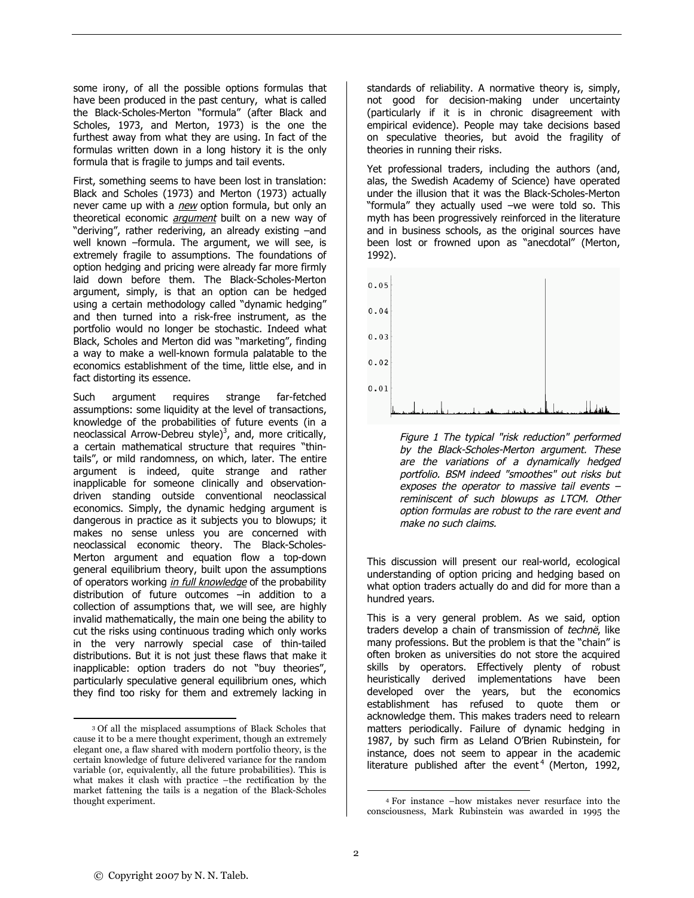some irony, of all the possible options formulas that have been produced in the past century, what is called the Black-Scholes-Merton "formula" (after Black and Scholes, 1973, and Merton, 1973) is the one the furthest away from what they are using. In fact of the formulas written down in a long history it is the only formula that is fragile to jumps and tail events.

First, something seems to have been lost in translation: Black and Scholes (1973) and Merton (1973) actually never came up with a *new* option formula, but only an theoretical economic *argument* built on a new way of "deriving", rather rederiving, an already existing –and well known –formula. The argument, we will see, is extremely fragile to assumptions. The foundations of option hedging and pricing were already far more firmly laid down before them. The Black-Scholes-Merton argument, simply, is that an option can be hedged using a certain methodology called "dynamic hedging" and then turned into a risk-free instrument, as the portfolio would no longer be stochastic. Indeed what Black, Scholes and Merton did was "marketing", finding a way to make a well-known formula palatable to the economics establishment of the time, little else, and in fact distorting its essence.

Such argument requires strange far-fetched assumptions: some liquidity at the level of transactions, knowledge of the probabilities of future events (in a neoclassical Arrow-Debreu style)[3], and, more critically, a certain mathematical structure that requires "thin-tails", or mild randomness, on which, later. The entire argument is indeed, quite strange and rather inapplicable for someone clinically and observation-driven standing outside conventional neoclassical economics. Simply, the dynamic hedging argument is dangerous in practice as it subjects you to blowups; it makes no sense unless you are concerned with neoclassical economic theory. The Black-Scholes-Merton argument and equation flow a top-down general equilibrium theory, built upon the assumptions of operators working *in full knowledge* of the probability distribution of future outcomes –in addition to a collection of assumptions that, we will see, are highly invalid mathematically, the main one being the ability to cut the risks using continuous trading which only works in the very narrowly special case of thin-tailed distributions. But it is not just these flaws that make it inapplicable: option traders do not "buy theories", particularly speculative general equilibrium ones, which they find too risky for them and extremely lacking in standards of reliability. A normative theory is, simply, not good for decision-making under uncertainty (particularly if it is in chronic disagreement with empirical evidence). People may take decisions based on speculative theories, but avoid the fragility of theories in running their risks.

Yet professional traders, including the authors (and, alas, the Swedish Academy of Science) have operated under the illusion that it was the Black-Scholes-Merton "formula" they actually used –we were told so. This myth has been progressively reinforced in the literature and in business schools, as the original sources have been lost or frowned upon as "anecdotal" (Merton, 1992).

0.05
0.04
0.03
0.02
0.01

*Figure 1 The typical "risk reduction" performed by the Black-Scholes-Merton argument. These are the variations of a dynamically hedged portfolio. BSM indeed "smoothes" out risks but exposes the operator to massive tail events – reminiscent of such blowups as LTCM. Other option formulas are robust to the rare event and make no such claims.*

This discussion will present our real-world, ecological understanding of option pricing and hedging based on what option traders actually do and did for more than a hundred years.

This is a very general problem. As we said, option traders develop a chain of transmission of *technë*, like many professions. But the problem is that the "chain" is often broken as universities do not store the acquired skills by operators. Effectively plenty of robust heuristically derived implementations have been developed over the years, but the economics establishment has refused to quote them or acknowledge them. This makes traders need to relearn matters periodically. Failure of dynamic hedging in 1987, by such firm as Leland O'Brien Rubinstein, for instance, does not seem to appear in the academic literature published after the event[4] (Merton, 1992,

---

[3] Of all the misplaced assumptions of Black Scholes that cause it to be a mere thought experiment, though an extremely elegant one, a flaw shared with modern portfolio theory, is the certain knowledge of future delivered variance for the random variable (or, equivalently, all the future probabilities). This is what makes it clash with practice –the rectification by the market fattening the tails is a negation of the Black-Scholes thought experiment.

[4] For instance –how mistakes never resurface into the consciousness, Mark Rubinstein was awarded in 1995 the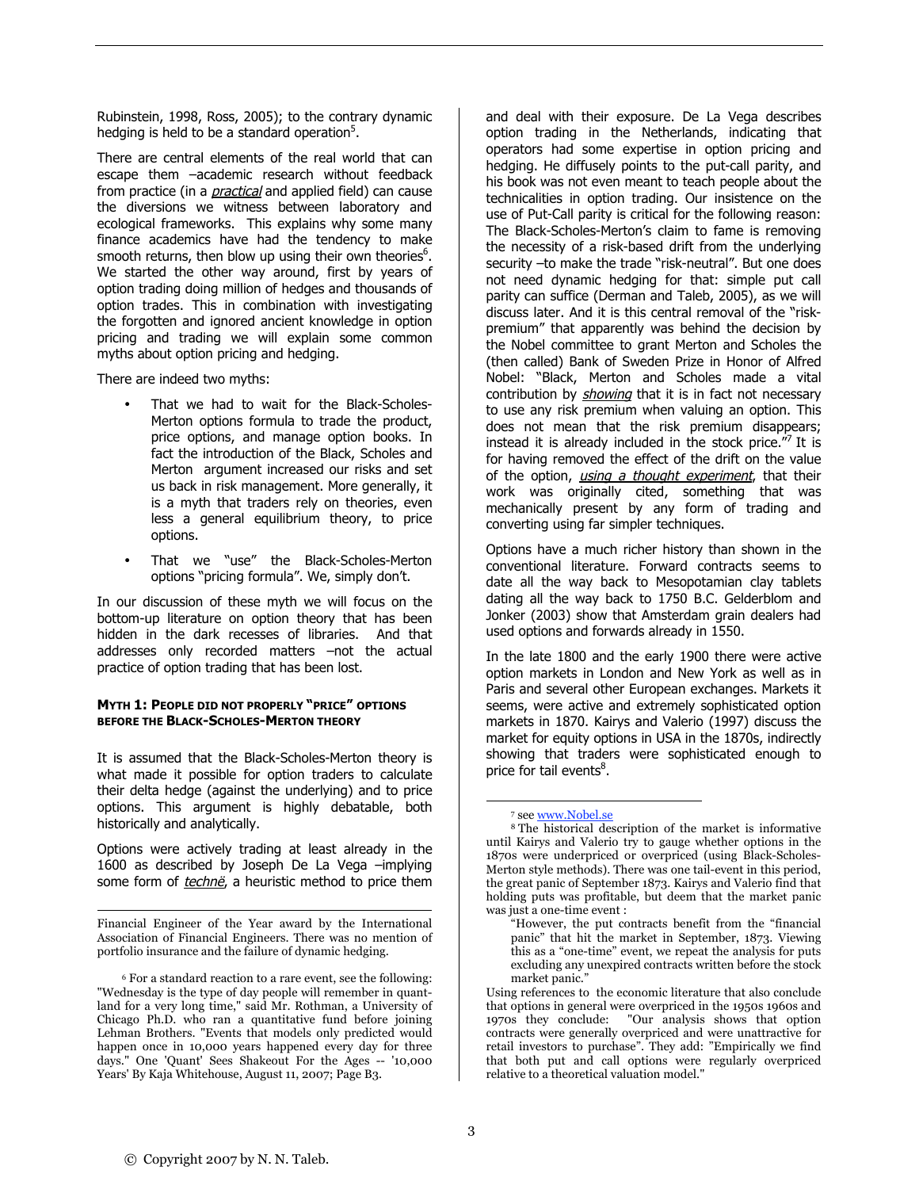Rubinstein, 1998, Ross, 2005); to the contrary dynamic hedging is held to be a standard operation[5].

There are central elements of the real world that can escape them –academic research without feedback from practice (in a *practical* and applied field) can cause the diversions we witness between laboratory and ecological frameworks. This explains why some many finance academics have had the tendency to make smooth returns, then blow up using their own theories[6]. We started the other way around, first by years of option trading doing million of hedges and thousands of option trades. This in combination with investigating the forgotten and ignored ancient knowledge in option pricing and trading we will explain some common myths about option pricing and hedging.

There are indeed two myths:

- That we had to wait for the Black-Scholes-Merton options formula to trade the product, price options, and manage option books. In fact the introduction of the Black, Scholes and Merton argument increased our risks and set us back in risk management. More generally, it is a myth that traders rely on theories, even less a general equilibrium theory, to price options.
- That we "use" the Black-Scholes-Merton options "pricing formula". We, simply don't.

In our discussion of these myth we will focus on the bottom-up literature on option theory that has been hidden in the dark recesses of libraries. And that addresses only recorded matters –not the actual practice of option trading that has been lost.

#### MYTH 1: PEOPLE DID NOT PROPERLY "PRICE" OPTIONS BEFORE THE BLACK-SCHOLES-MERTON THEORY

It is assumed that the Black-Scholes-Merton theory is what made it possible for option traders to calculate their delta hedge (against the underlying) and to price options. This argument is highly debatable, both historically and analytically.

Options were actively trading at least already in the 1600 as described by Joseph De La Vega –implying some form of *technē*, a heuristic method to price them and deal with their exposure. De La Vega describes option trading in the Netherlands, indicating that operators had some expertise in option pricing and hedging. He diffusely points to the put-call parity, and his book was not even meant to teach people about the technicalities in option trading. Our insistence on the use of Put-Call parity is critical for the following reason: The Black-Scholes-Merton's claim to fame is removing the necessity of a risk-based drift from the underlying security –to make the trade "risk-neutral". But one does not need dynamic hedging for that: simple put call parity can suffice (Derman and Taleb, 2005), as we will discuss later. And it is this central removal of the "risk-premium" that apparently was behind the decision by the Nobel committee to grant Merton and Scholes the (then called) Bank of Sweden Prize in Honor of Alfred Nobel: "Black, Merton and Scholes made a vital contribution by *showing* that it is in fact not necessary to use any risk premium when valuing an option. This does not mean that the risk premium disappears; instead it is already included in the stock price."[7] It is for having removed the effect of the drift on the value of the option, *using a thought experiment*, that their work was originally cited, something that was mechanically present by any form of trading and converting using far simpler techniques.

Options have a much richer history than shown in the conventional literature. Forward contracts seems to date all the way back to Mesopotamian clay tablets dating all the way back to 1750 B.C. Gelderblom and Jonker (2003) show that Amsterdam grain dealers had used options and forwards already in 1550.

In the late 1800 and the early 1900 there were active option markets in London and New York as well as in Paris and several other European exchanges. Markets it seems, were active and extremely sophisticated option markets in 1870. Kairys and Valerio (1997) discuss the market for equity options in USA in the 1870s, indirectly showing that traders were sophisticated enough to price for tail events[8].

---

Financial Engineer of the Year award by the International Association of Financial Engineers. There was no mention of portfolio insurance and the failure of dynamic hedging.

[6] For a standard reaction to a rare event, see the following: "Wednesday is the type of day people will remember in quant-land for a very long time," said Mr. Rothman, a University of Chicago Ph.D. who ran a quantitative fund before joining Lehman Brothers. "Events that models only predicted would happen once in 10,000 years happened every day for three days." One 'Quant' Sees Shakeout For the Ages -- '10,000 Years' By Kaja Whitehouse, August 11, 2007; Page B3.

[7] see www.Nobel.se

[8] The historical description of the market is informative until Kairys and Valerio try to gauge whether options in the 1870s were underpriced or overpriced (using Black-Scholes-Merton style methods). There was one tail-event in this period, the great panic of September 1873. Kairys and Valerio find that holding puts was profitable, but deem that the market panic was just a one-time event :

> "However, the put contracts benefit from the "financial panic" that hit the market in September, 1873. Viewing this as a "one-time" event, we repeat the analysis for puts excluding any unexpired contracts written before the stock market panic."

Using references to the economic literature that also conclude that options in general were overpriced in the 1950s 1960s and 1970s they conclude: "Our analysis shows that option contracts were generally overpriced and were unattractive for retail investors to purchase". They add: "Empirically we find that both put and call options were regularly overpriced relative to a theoretical valuation model."

© Copyright 2007 by N. N. Taleb.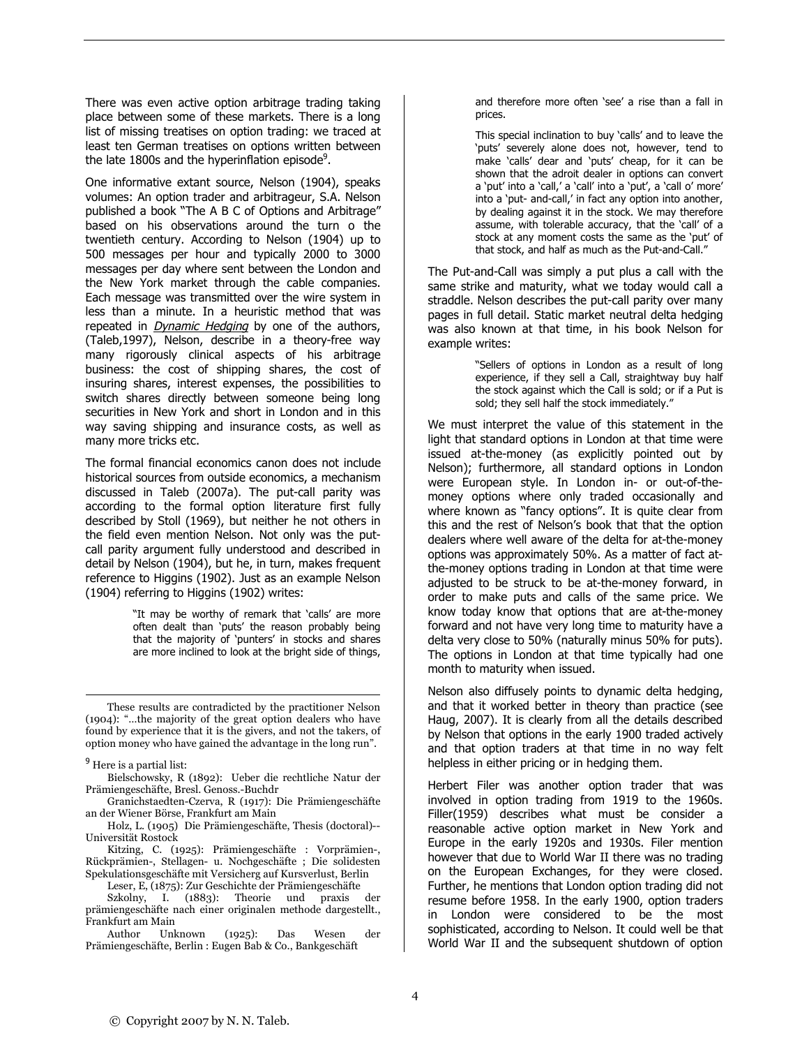There was even active option arbitrage trading taking place between some of these markets. There is a long list of missing treatises on option trading: we traced at least ten German treatises on options written between the late 1800s and the hyperinflation episode[9].

One informative extant source, Nelson (1904), speaks volumes: An option trader and arbitrageur, S.A. Nelson published a book "The A B C of Options and Arbitrage" based on his observations around the turn o the twentieth century. According to Nelson (1904) up to 500 messages per hour and typically 2000 to 3000 messages per day where sent between the London and the New York market through the cable companies. Each message was transmitted over the wire system in less than a minute. In a heuristic method that was repeated in *Dynamic Hedging* by one of the authors, (Taleb,1997), Nelson, describe in a theory-free way many rigorously clinical aspects of his arbitrage business: the cost of shipping shares, the cost of insuring shares, interest expenses, the possibilities to switch shares directly between someone being long securities in New York and short in London and in this way saving shipping and insurance costs, as well as many more tricks etc.

The formal financial economics canon does not include historical sources from outside economics, a mechanism discussed in Taleb (2007a). The put-call parity was according to the formal option literature first fully described by Stoll (1969), but neither he not others in the field even mention Nelson. Not only was the put-call parity argument fully understood and described in detail by Nelson (1904), but he, in turn, makes frequent reference to Higgins (1902). Just as an example Nelson (1904) referring to Higgins (1902) writes:

> "It may be worthy of remark that 'calls' are more often dealt than 'puts' the reason probably being that the majority of 'punters' in stocks and shares are more inclined to look at the bright side of things, and therefore more often 'see' a rise than a fall in prices.
>
> This special inclination to buy 'calls' and to leave the 'puts' severely alone does not, however, tend to make 'calls' dear and 'puts' cheap, for it can be shown that the adroit dealer in options can convert a 'put' into a 'call,' a 'call' into a 'put', a 'call o' more' into a 'put- and-call,' in fact any option into another, by dealing against it in the stock. We may therefore assume, with tolerable accuracy, that the 'call' of a stock at any moment costs the same as the 'put' of that stock, and half as much as the Put-and-Call."

The Put-and-Call was simply a put plus a call with the same strike and maturity, what we today would call a straddle. Nelson describes the put-call parity over many pages in full detail. Static market neutral delta hedging was also known at that time, in his book Nelson for example writes:

> "Sellers of options in London as a result of long experience, if they sell a Call, straightway buy half the stock against which the Call is sold; or if a Put is sold; they sell half the stock immediately."

We must interpret the value of this statement in the light that standard options in London at that time were issued at-the-money (as explicitly pointed out by Nelson); furthermore, all standard options in London were European style. In London in- or out-of-the-money options where only traded occasionally and where known as "fancy options". It is quite clear from this and the rest of Nelson's book that that the option dealers where well aware of the delta for at-the-money options was approximately 50%. As a matter of fact at-the-money options trading in London at that time were adjusted to be struck to be at-the-money forward, in order to make puts and calls of the same price. We know today know that options that are at-the-money forward and not have very long time to maturity have a delta very close to 50% (naturally minus 50% for puts). The options in London at that time typically had one month to maturity when issued.

Nelson also diffusely points to dynamic delta hedging, and that it worked better in theory than practice (see Haug, 2007). It is clearly from all the details described by Nelson that options in the early 1900 traded actively and that option traders at that time in no way felt helpless in either pricing or in hedging them.

Herbert Filer was another option trader that was involved in option trading from 1919 to the 1960s. Filler(1959) describes what must be consider a reasonable active option market in New York and Europe in the early 1920s and 1930s. Filer mention however that due to World War II there was no trading on the European Exchanges, for they were closed. Further, he mentions that London option trading did not resume before 1958. In the early 1900, option traders in London were considered to be the most sophisticated, according to Nelson. It could well be that World War II and the subsequent shutdown of option

---

These results are contradicted by the practitioner Nelson (1904): "...the majority of the great option dealers who have found by experience that it is the givers, and not the takers, of option money who have gained the advantage in the long run".

[9] Here is a partial list:

Bielschowsky, R (1892): Ueber die rechtliche Natur der Prämiengeschäfte, Bresl. Genoss.-Buchdr

Granichstaedten-Czerva, R (1917): Die Prämiengeschäfte an der Wiener Börse, Frankfurt am Main

Holz, L. (1905) Die Prämiengeschäfte, Thesis (doctoral)-- Universität Rostock

Kitzing, C. (1925): Prämiengeschäfte : Vorprämien-, Rückprämien-, Stellagen- u. Nochgeschäfte ; Die solidesten Spekulationsgeschäfte mit Versicherg auf Kursverlust, Berlin

Leser, E, (1875): Zur Geschichte der Prämiengeschäfte

Szkolny, I. (1883): Theorie und praxis der prämiengeschäfte nach einer originalen methode dargestellt., Frankfurt am Main

Author Unknown (1925): Das Wesen der Prämiengeschäfte, Berlin : Eugen Bab & Co., Bankgeschäft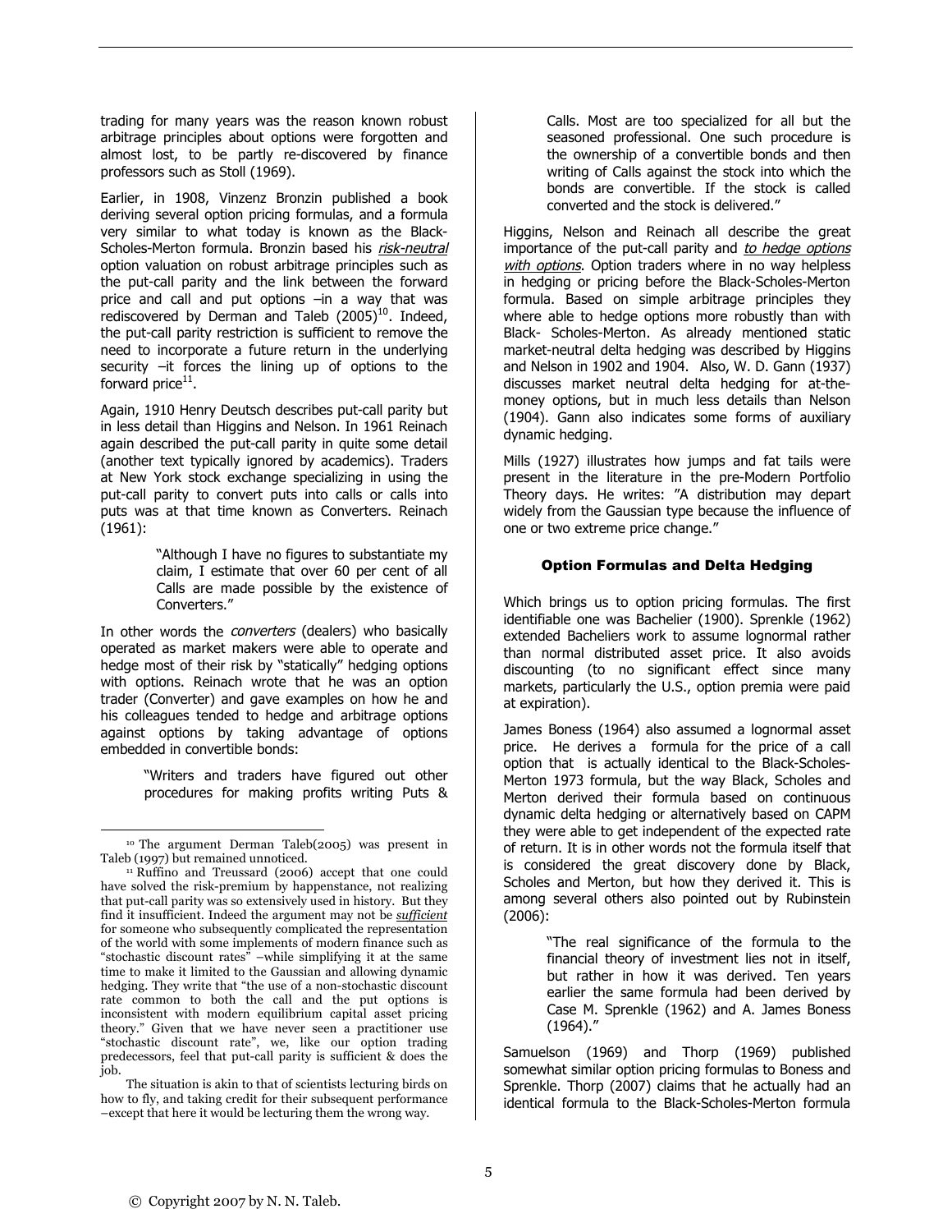trading for many years was the reason known robust arbitrage principles about options were forgotten and almost lost, to be partly re-discovered by finance professors such as Stoll (1969).

Earlier, in 1908, Vinzenz Bronzin published a book deriving several option pricing formulas, and a formula very similar to what today is known as the Black-Scholes-Merton formula. Bronzin based his *risk-neutral* option valuation on robust arbitrage principles such as the put-call parity and the link between the forward price and call and put options –in a way that was rediscovered by Derman and Taleb (2005)[10]. Indeed, the put-call parity restriction is sufficient to remove the need to incorporate a future return in the underlying security –it forces the lining up of options to the forward price[11].

Again, 1910 Henry Deutsch describes put-call parity but in less detail than Higgins and Nelson. In 1961 Reinach again described the put-call parity in quite some detail (another text typically ignored by academics). Traders at New York stock exchange specializing in using the put-call parity to convert puts into calls or calls into puts was at that time known as Converters. Reinach (1961):

> "Although I have no figures to substantiate my claim, I estimate that over 60 per cent of all Calls are made possible by the existence of Converters."

In other words the *converters* (dealers) who basically operated as market makers were able to operate and hedge most of their risk by "statically" hedging options with options. Reinach wrote that he was an option trader (Converter) and gave examples on how he and his colleagues tended to hedge and arbitrage options against options by taking advantage of options embedded in convertible bonds:

> "Writers and traders have figured out other procedures for making profits writing Puts & Calls. Most are too specialized for all but the seasoned professional. One such procedure is the ownership of a convertible bonds and then writing of Calls against the stock into which the bonds are convertible. If the stock is called converted and the stock is delivered."

Higgins, Nelson and Reinach all describe the great importance of the put-call parity and *to hedge options with options*. Option traders where in no way helpless in hedging or pricing before the Black-Scholes-Merton formula. Based on simple arbitrage principles they where able to hedge options more robustly than with Black- Scholes-Merton. As already mentioned static market-neutral delta hedging was described by Higgins and Nelson in 1902 and 1904. Also, W. D. Gann (1937) discusses market neutral delta hedging for at-the-money options, but in much less details than Nelson (1904). Gann also indicates some forms of auxiliary dynamic hedging.

Mills (1927) illustrates how jumps and fat tails were present in the literature in the pre-Modern Portfolio Theory days. He writes: "A distribution may depart widely from the Gaussian type because the influence of one or two extreme price change."

### Option Formulas and Delta Hedging

Which brings us to option pricing formulas. The first identifiable one was Bachelier (1900). Sprenkle (1962) extended Bacheliers work to assume lognormal rather than normal distributed asset price. It also avoids discounting (to no significant effect since many markets, particularly the U.S., option premia were paid at expiration).

James Boness (1964) also assumed a lognormal asset price. He derives a formula for the price of a call option that is actually identical to the Black-Scholes-Merton 1973 formula, but the way Black, Scholes and Merton derived their formula based on continuous dynamic delta hedging or alternatively based on CAPM they were able to get independent of the expected rate of return. It is in other words not the formula itself that is considered the great discovery done by Black, Scholes and Merton, but how they derived it. This is among several others also pointed out by Rubinstein (2006):

> "The real significance of the formula to the financial theory of investment lies not in itself, but rather in how it was derived. Ten years earlier the same formula had been derived by Case M. Sprenkle (1962) and A. James Boness (1964)."

Samuelson (1969) and Thorp (1969) published somewhat similar option pricing formulas to Boness and Sprenkle. Thorp (2007) claims that he actually had an identical formula to the Black-Scholes-Merton formula

---

[10] The argument Derman Taleb(2005) was present in Taleb (1997) but remained unnoticed.

[11] Ruffino and Treussard (2006) accept that one could have solved the risk-premium by happenstance, not realizing that put-call parity was so extensively used in history. But they find it insufficient. Indeed the argument may not be ***sufficient*** for someone who subsequently complicated the representation of the world with some implements of modern finance such as "stochastic discount rates" –while simplifying it at the same time to make it limited to the Gaussian and allowing dynamic hedging. They write that "the use of a non-stochastic discount rate common to both the call and the put options is inconsistent with modern equilibrium capital asset pricing theory." Given that we have never seen a practitioner use "stochastic discount rate", we, like our option trading predecessors, feel that put-call parity is sufficient & does the job.

The situation is akin to that of scientists lecturing birds on how to fly, and taking credit for their subsequent performance –except that here it would be lecturing them the wrong way.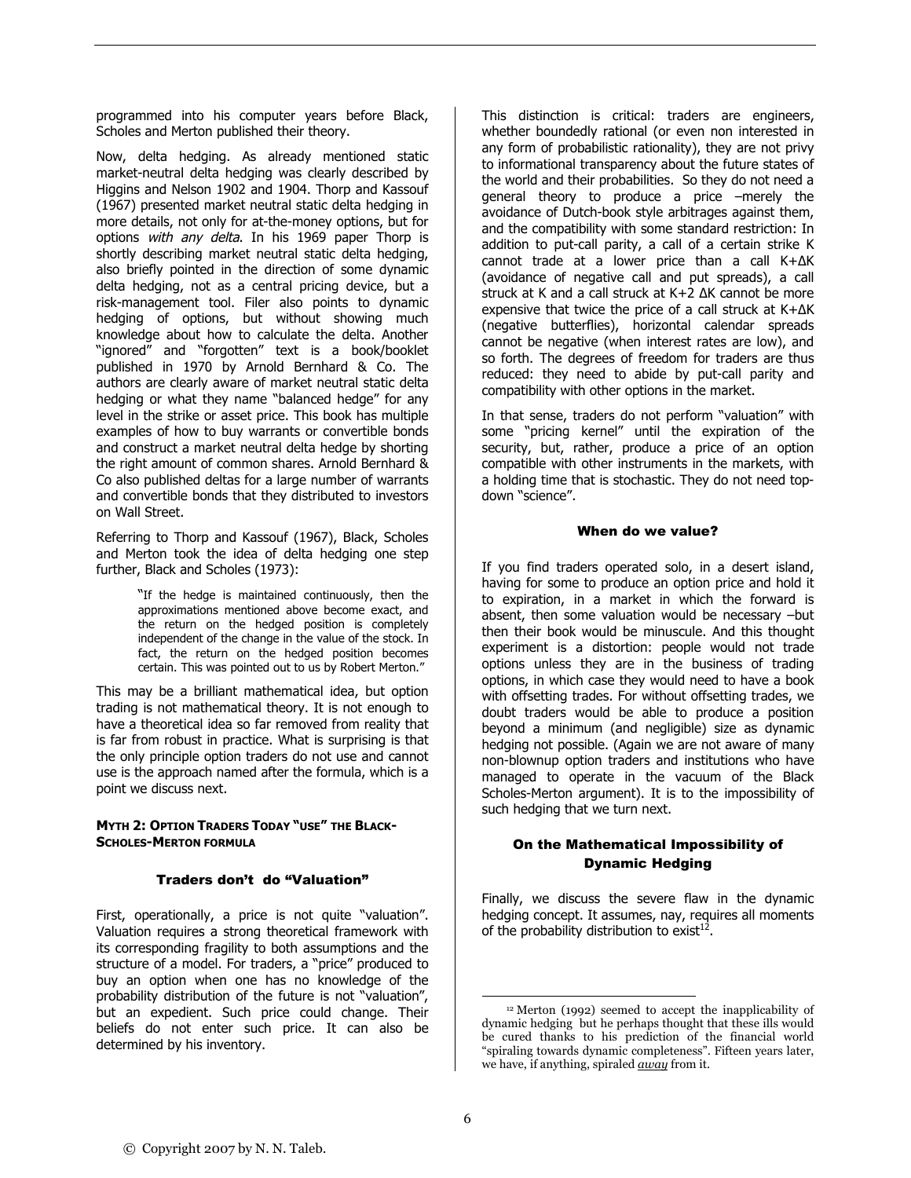programmed into his computer years before Black, Scholes and Merton published their theory.

Now, delta hedging. As already mentioned static market-neutral delta hedging was clearly described by Higgins and Nelson 1902 and 1904. Thorp and Kassouf (1967) presented market neutral static delta hedging in more details, not only for at-the-money options, but for options *with any delta*. In his 1969 paper Thorp is shortly describing market neutral static delta hedging, also briefly pointed in the direction of some dynamic delta hedging, not as a central pricing device, but a risk-management tool. Filer also points to dynamic hedging of options, but without showing much knowledge about how to calculate the delta. Another "ignored" and "forgotten" text is a book/booklet published in 1970 by Arnold Bernhard & Co. The authors are clearly aware of market neutral static delta hedging or what they name "balanced hedge" for any level in the strike or asset price. This book has multiple examples of how to buy warrants or convertible bonds and construct a market neutral delta hedge by shorting the right amount of common shares. Arnold Bernhard & Co also published deltas for a large number of warrants and convertible bonds that they distributed to investors on Wall Street.

Referring to Thorp and Kassouf (1967), Black, Scholes and Merton took the idea of delta hedging one step further, Black and Scholes (1973):

> "If the hedge is maintained continuously, then the approximations mentioned above become exact, and the return on the hedged position is completely independent of the change in the value of the stock. In fact, the return on the hedged position becomes certain. This was pointed out to us by Robert Merton."

This may be a brilliant mathematical idea, but option trading is not mathematical theory. It is not enough to have a theoretical idea so far removed from reality that is far from robust in practice. What is surprising is that the only principle option traders do not use and cannot use is the approach named after the formula, which is a point we discuss next.

#### MYTH 2: OPTION TRADERS TODAY "USE" THE BLACK-SCHOLES-MERTON FORMULA

### Traders don't do "Valuation"

First, operationally, a price is not quite "valuation". Valuation requires a strong theoretical framework with its corresponding fragility to both assumptions and the structure of a model. For traders, a "price" produced to buy an option when one has no knowledge of the probability distribution of the future is not "valuation", but an expedient. Such price could change. Their beliefs do not enter such price. It can also be determined by his inventory.

This distinction is critical: traders are engineers, whether boundedly rational (or even non interested in any form of probabilistic rationality), they are not privy to informational transparency about the future states of the world and their probabilities. So they do not need a general theory to produce a price –merely the avoidance of Dutch-book style arbitrages against them, and the compatibility with some standard restriction: In addition to put-call parity, a call of a certain strike K cannot trade at a lower price than a call K+ΔK (avoidance of negative call and put spreads), a call struck at K and a call struck at K+2 ΔK cannot be more expensive that twice the price of a call struck at K+ΔK (negative butterflies), horizontal calendar spreads cannot be negative (when interest rates are low), and so forth. The degrees of freedom for traders are thus reduced: they need to abide by put-call parity and compatibility with other options in the market.

In that sense, traders do not perform "valuation" with some "pricing kernel" until the expiration of the security, but, rather, produce a price of an option compatible with other instruments in the markets, with a holding time that is stochastic. They do not need top-down "science".

### When do we value?

If you find traders operated solo, in a desert island, having for some to produce an option price and hold it to expiration, in a market in which the forward is absent, then some valuation would be necessary –but then their book would be minuscule. And this thought experiment is a distortion: people would not trade options unless they are in the business of trading options, in which case they would need to have a book with offsetting trades. For without offsetting trades, we doubt traders would be able to produce a position beyond a minimum (and negligible) size as dynamic hedging not possible. (Again we are not aware of many non-blownup option traders and institutions who have managed to operate in the vacuum of the Black Scholes-Merton argument). It is to the impossibility of such hedging that we turn next.

### On the Mathematical Impossibility of Dynamic Hedging

Finally, we discuss the severe flaw in the dynamic hedging concept. It assumes, nay, requires all moments of the probability distribution to exist[12].

[12] Merton (1992) seemed to accept the inapplicability of dynamic hedging but he perhaps thought that these ills would be cured thanks to his prediction of the financial world "spiraling towards dynamic completeness". Fifteen years later, we have, if anything, spiraled ***away*** from it.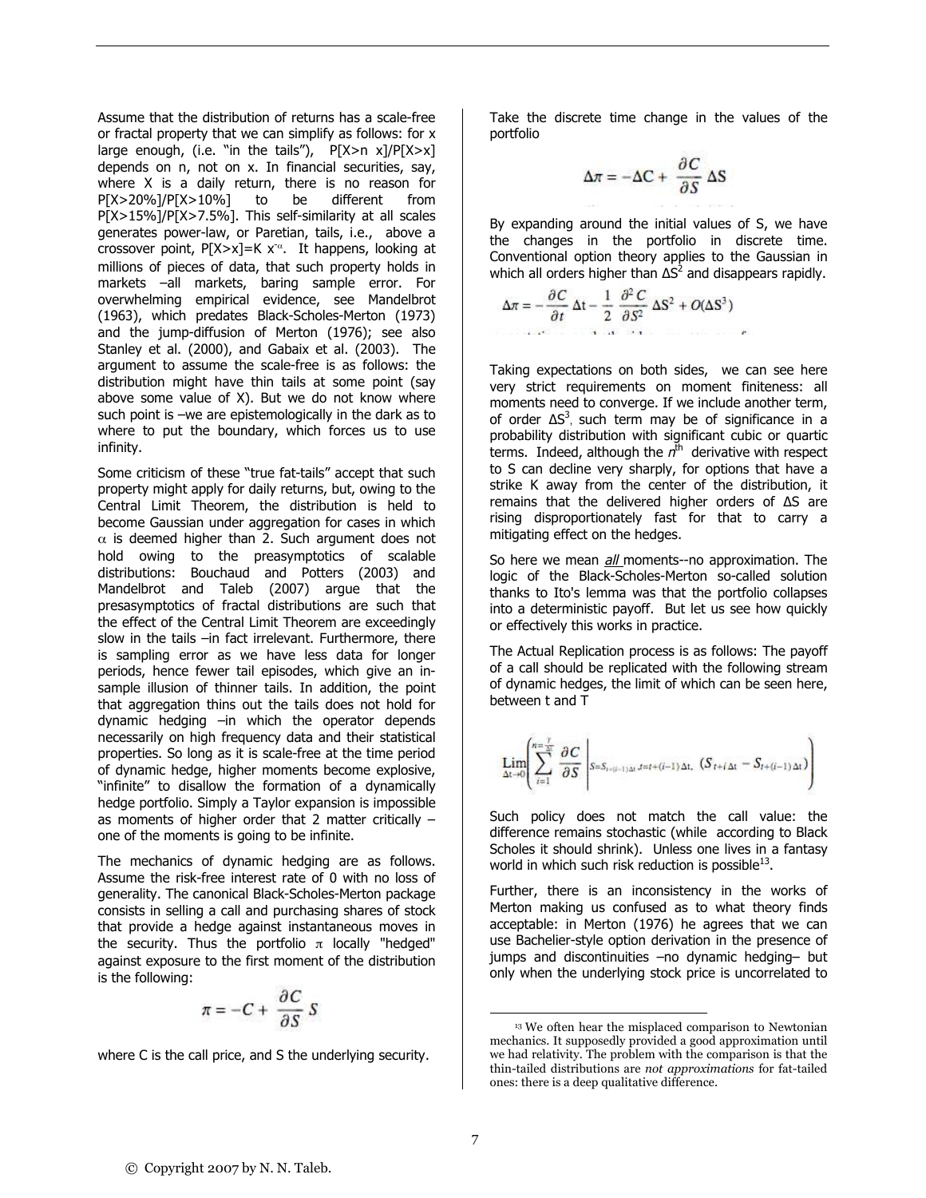Assume that the distribution of returns has a scale-free or fractal property that we can simplify as follows: for x large enough, (i.e. "in the tails"), P[X>n x]/P[X>x] depends on n, not on x. In financial securities, say, where X is a daily return, there is no reason for P[X>20%]/P[X>10%] to be different from P[X>15%]/P[X>7.5%]. This self-similarity at all scales generates power-law, or Paretian, tails, i.e., above a crossover point, $P[X>x]=K\, x^{-\alpha}$. It happens, looking at millions of pieces of data, that such property holds in markets –all markets, baring sample error. For overwhelming empirical evidence, see Mandelbrot (1963), which predates Black-Scholes-Merton (1973) and the jump-diffusion of Merton (1976); see also Stanley et al. (2000), and Gabaix et al. (2003). The argument to assume the scale-free is as follows: the distribution might have thin tails at some point (say above some value of X). But we do not know where such point is –we are epistemologically in the dark as to where to put the boundary, which forces us to use infinity.

Some criticism of these "true fat-tails" accept that such property might apply for daily returns, but, owing to the Central Limit Theorem, the distribution is held to become Gaussian under aggregation for cases in which $\alpha$ is deemed higher than 2. Such argument does not hold owing to the preasymptotics of scalable distributions: Bouchaud and Potters (2003) and Mandelbrot and Taleb (2007) argue that the presasymptotics of fractal distributions are such that the effect of the Central Limit Theorem are exceedingly slow in the tails –in fact irrelevant. Furthermore, there is sampling error as we have less data for longer periods, hence fewer tail episodes, which give an in-sample illusion of thinner tails. In addition, the point that aggregation thins out the tails does not hold for dynamic hedging –in which the operator depends necessarily on high frequency data and their statistical properties. So long as it is scale-free at the time period of dynamic hedge, higher moments become explosive, "infinite" to disallow the formation of a dynamically hedge portfolio. Simply a Taylor expansion is impossible as moments of higher order that 2 matter critically –one of the moments is going to be infinite.

The mechanics of dynamic hedging are as follows. Assume the risk-free interest rate of 0 with no loss of generality. The canonical Black-Scholes-Merton package consists in selling a call and purchasing shares of stock that provide a hedge against instantaneous moves in the security. Thus the portfolio $\pi$ locally "hedged" against exposure to the first moment of the distribution is the following:

$$\pi = -C + \frac{\partial C}{\partial S} S$$

where C is the call price, and S the underlying security.

Take the discrete time change in the values of the portfolio

$$\Delta\pi = -\Delta C + \frac{\partial C}{\partial S} \Delta S$$

By expanding around the initial values of S, we have the changes in the portfolio in discrete time. Conventional option theory applies to the Gaussian in which all orders higher than $\Delta S^2$ and disappears rapidly.

$$\Delta\pi = -\frac{\partial C}{\partial t} \Delta t - \frac{1}{2} \frac{\partial^2 C}{\partial S^2} \Delta S^2 + O(\Delta S^3)$$

Taking expectations on both sides, we can see here very strict requirements on moment finiteness: all moments need to converge. If we include another term, of order $\Delta S^3$, such term may be of significance in a probability distribution with significant cubic or quartic terms. Indeed, although the $n^{th}$ derivative with respect to S can decline very sharply, for options that have a strike K away from the center of the distribution, it remains that the delivered higher orders of $\Delta S$ are rising disproportionately fast for that to carry a mitigating effect on the hedges.

So here we mean ***all*** moments--no approximation. The logic of the Black-Scholes-Merton so-called solution thanks to Ito's lemma was that the portfolio collapses into a deterministic payoff. But let us see how quickly or effectively this works in practice.

The Actual Replication process is as follows: The payoff of a call should be replicated with the following stream of dynamic hedges, the limit of which can be seen here, between t and T

$$\lim_{\Delta t \to 0} \left( \sum_{i=1}^{n=\frac{T}{\Delta t}} \frac{\partial C}{\partial S} \bigg|_{S=S_{t+(i-1)\Delta t},\, t=t+(i-1)\Delta t} \left(S_{t+i\Delta t} - S_{t+(i-1)\Delta t}\right) \right)$$

Such policy does not match the call value: the difference remains stochastic (while according to Black Scholes it should shrink). Unless one lives in a fantasy world in which such risk reduction is possible[13].

Further, there is an inconsistency in the works of Merton making us confused as to what theory finds acceptable: in Merton (1976) he agrees that we can use Bachelier-style option derivation in the presence of jumps and discontinuities –no dynamic hedging– but only when the underlying stock price is uncorrelated to

[13] We often hear the misplaced comparison to Newtonian mechanics. It supposedly provided a good approximation until we had relativity. The problem with the comparison is that the thin-tailed distributions are *not approximations* for fat-tailed ones: there is a deep qualitative difference.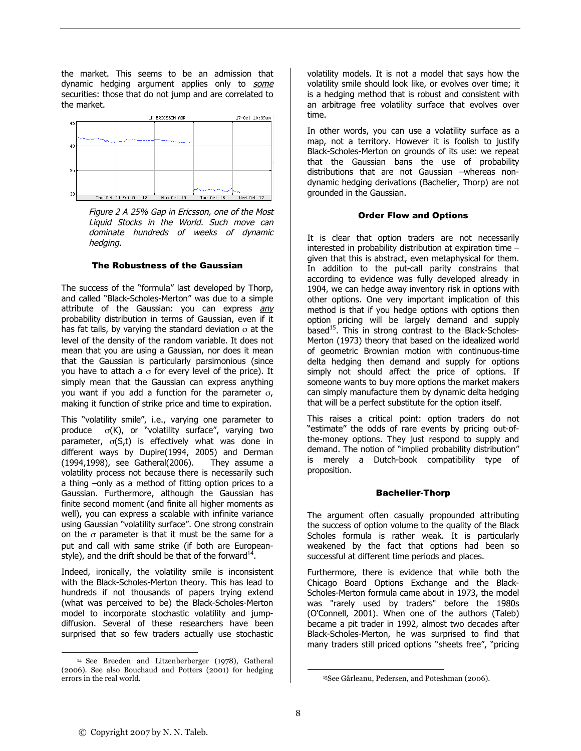the market. This seems to be an admission that dynamic hedging argument applies only to *some* securities: those that do not jump and are correlated to the market.

LM ERICSSON ADR
17-Oct 10:39am
45
40
35
30
Thu Oct 11 Fri Oct 12
Mon Oct 15
Tue Oct 16
Wed Oct 17

*Figure 2 A 25% Gap in Ericsson, one of the Most Liquid Stocks in the World. Such move can dominate hundreds of weeks of dynamic hedging.*

### The Robustness of the Gaussian

The success of the "formula" last developed by Thorp, and called "Black-Scholes-Merton" was due to a simple attribute of the Gaussian: you can express *any* probability distribution in terms of Gaussian, even if it has fat tails, by varying the standard deviation $\sigma$ at the level of the density of the random variable. It does not mean that you are using a Gaussian, nor does it mean that the Gaussian is particularly parsimonious (since you have to attach a $\sigma$ for every level of the price). It simply mean that the Gaussian can express anything you want if you add a function for the parameter $\sigma$, making it function of strike price and time to expiration.

This "volatility smile", i.e., varying one parameter to produce $\sigma(K)$, or "volatility surface", varying two parameter, $\sigma(S,t)$ is effectively what was done in different ways by Dupire(1994, 2005) and Derman (1994,1998), see Gatheral(2006). They assume a volatility process not because there is necessarily such a thing –only as a method of fitting option prices to a Gaussian. Furthermore, although the Gaussian has finite second moment (and finite all higher moments as well), you can express a scalable with infinite variance using Gaussian "volatility surface". One strong constrain on the $\sigma$ parameter is that it must be the same for a put and call with same strike (if both are European-style), and the drift should be that of the forward[14].

Indeed, ironically, the volatility smile is inconsistent with the Black-Scholes-Merton theory. This has lead to hundreds if not thousands of papers trying extend (what was perceived to be) the Black-Scholes-Merton model to incorporate stochastic volatility and jump-diffusion. Several of these researchers have been surprised that so few traders actually use stochastic volatility models. It is not a model that says how the volatility smile should look like, or evolves over time; it is a hedging method that is robust and consistent with an arbitrage free volatility surface that evolves over time.

In other words, you can use a volatility surface as a map, not a territory. However it is foolish to justify Black-Scholes-Merton on grounds of its use: we repeat that the Gaussian bans the use of probability distributions that are not Gaussian –whereas non-dynamic hedging derivations (Bachelier, Thorp) are not grounded in the Gaussian.

### Order Flow and Options

It is clear that option traders are not necessarily interested in probability distribution at expiration time – given that this is abstract, even metaphysical for them. In addition to the put-call parity constrains that according to evidence was fully developed already in 1904, we can hedge away inventory risk in options with other options. One very important implication of this method is that if you hedge options with options then option pricing will be largely demand and supply based[15]. This in strong contrast to the Black-Scholes-Merton (1973) theory that based on the idealized world of geometric Brownian motion with continuous-time delta hedging then demand and supply for options simply not should affect the price of options. If someone wants to buy more options the market makers can simply manufacture them by dynamic delta hedging that will be a perfect substitute for the option itself.

This raises a critical point: option traders do not "estimate" the odds of rare events by pricing out-of-the-money options. They just respond to supply and demand. The notion of "implied probability distribution" is merely a Dutch-book compatibility type of proposition.

### Bachelier-Thorp

The argument often casually propounded attributing the success of option volume to the quality of the Black Scholes formula is rather weak. It is particularly weakened by the fact that options had been so successful at different time periods and places.

Furthermore, there is evidence that while both the Chicago Board Options Exchange and the Black-Scholes-Merton formula came about in 1973, the model was "rarely used by traders" before the 1980s (O'Connell, 2001). When one of the authors (Taleb) became a pit trader in 1992, almost two decades after Black-Scholes-Merton, he was surprised to find that many traders still priced options "sheets free", "pricing

---

[14] See Breeden and Litzenberberger (1978), Gatheral (2006). See also Bouchaud and Potters (2001) for hedging errors in the real world.

[15] See Gârleanu, Pedersen, and Poteshman (2006).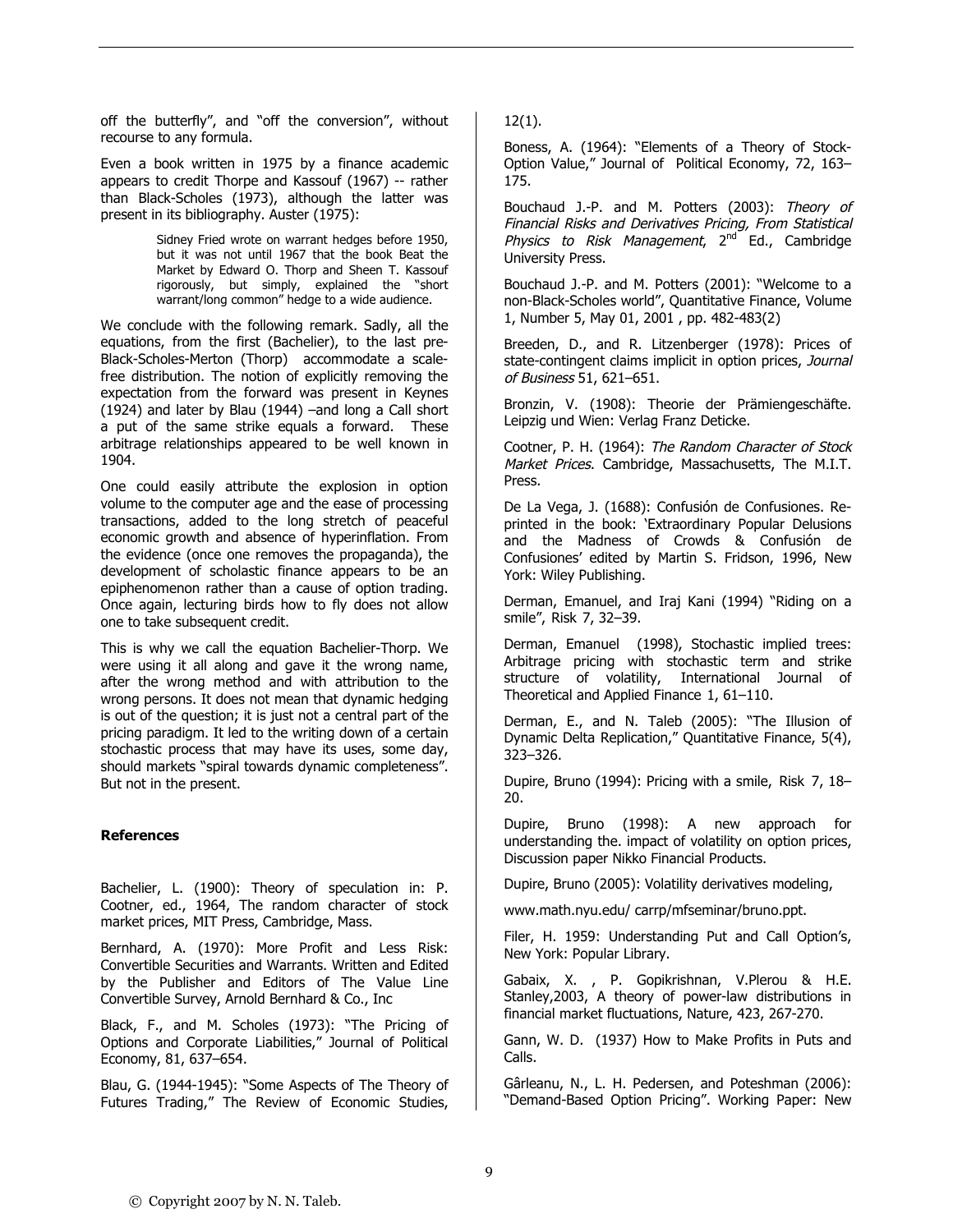off the butterfly", and "off the conversion", without recourse to any formula.

Even a book written in 1975 by a finance academic appears to credit Thorpe and Kassouf (1967) -- rather than Black-Scholes (1973), although the latter was present in its bibliography. Auster (1975):

> Sidney Fried wrote on warrant hedges before 1950, but it was not until 1967 that the book Beat the Market by Edward O. Thorp and Sheen T. Kassouf rigorously, but simply, explained the "short warrant/long common" hedge to a wide audience.

We conclude with the following remark. Sadly, all the equations, from the first (Bachelier), to the last pre-Black-Scholes-Merton (Thorp) accommodate a scale-free distribution. The notion of explicitly removing the expectation from the forward was present in Keynes (1924) and later by Blau (1944) –and long a Call short a put of the same strike equals a forward. These arbitrage relationships appeared to be well known in 1904.

One could easily attribute the explosion in option volume to the computer age and the ease of processing transactions, added to the long stretch of peaceful economic growth and absence of hyperinflation. From the evidence (once one removes the propaganda), the development of scholastic finance appears to be an epiphenomenon rather than a cause of option trading. Once again, lecturing birds how to fly does not allow one to take subsequent credit.

This is why we call the equation Bachelier-Thorp. We were using it all along and gave it the wrong name, after the wrong method and with attribution to the wrong persons. It does not mean that dynamic hedging is out of the question; it is just not a central part of the pricing paradigm. It led to the writing down of a certain stochastic process that may have its uses, some day, should markets "spiral towards dynamic completeness". But not in the present.

**References**

Bachelier, L. (1900): Theory of speculation in: P. Cootner, ed., 1964, The random character of stock market prices, MIT Press, Cambridge, Mass.

Bernhard, A. (1970): More Profit and Less Risk: Convertible Securities and Warrants. Written and Edited by the Publisher and Editors of The Value Line Convertible Survey, Arnold Bernhard & Co., Inc

Black, F., and M. Scholes (1973): "The Pricing of Options and Corporate Liabilities," Journal of Political Economy, 81, 637–654.

Blau, G. (1944-1945): "Some Aspects of The Theory of Futures Trading," The Review of Economic Studies, 12(1).

Boness, A. (1964): "Elements of a Theory of Stock-Option Value," Journal of Political Economy, 72, 163–175.

Bouchaud J.-P. and M. Potters (2003): *Theory of Financial Risks and Derivatives Pricing, From Statistical Physics to Risk Management*, 2nd Ed., Cambridge University Press.

Bouchaud J.-P. and M. Potters (2001): "Welcome to a non-Black-Scholes world", Quantitative Finance, Volume 1, Number 5, May 01, 2001 , pp. 482-483(2)

Breeden, D., and R. Litzenberger (1978): Prices of state-contingent claims implicit in option prices, *Journal of Business* 51, 621–651.

Bronzin, V. (1908): Theorie der Prämiengeschäfte. Leipzig und Wien: Verlag Franz Deticke.

Cootner, P. H. (1964): *The Random Character of Stock Market Prices*. Cambridge, Massachusetts, The M.I.T. Press.

De La Vega, J. (1688): Confusión de Confusiones. Re-printed in the book: 'Extraordinary Popular Delusions and the Madness of Crowds & Confusión de Confusiones' edited by Martin S. Fridson, 1996, New York: Wiley Publishing.

Derman, Emanuel, and Iraj Kani (1994) "Riding on a smile", Risk 7, 32–39.

Derman, Emanuel (1998), Stochastic implied trees: Arbitrage pricing with stochastic term and strike structure of volatility, International Journal of Theoretical and Applied Finance 1, 61–110.

Derman, E., and N. Taleb (2005): "The Illusion of Dynamic Delta Replication," Quantitative Finance, 5(4), 323–326.

Dupire, Bruno (1994): Pricing with a smile, Risk 7, 18–20.

Dupire, Bruno (1998): A new approach for understanding the. impact of volatility on option prices, Discussion paper Nikko Financial Products.

Dupire, Bruno (2005): Volatility derivatives modeling,

www.math.nyu.edu/ carrp/mfseminar/bruno.ppt.

Filer, H. 1959: Understanding Put and Call Option's, New York: Popular Library.

Gabaix, X. , P. Gopikrishnan, V.Plerou & H.E. Stanley,2003, A theory of power-law distributions in financial market fluctuations, Nature, 423, 267-270.

Gann, W. D. (1937) How to Make Profits in Puts and Calls.

Gârleanu, N., L. H. Pedersen, and Poteshman (2006): "Demand-Based Option Pricing". Working Paper: New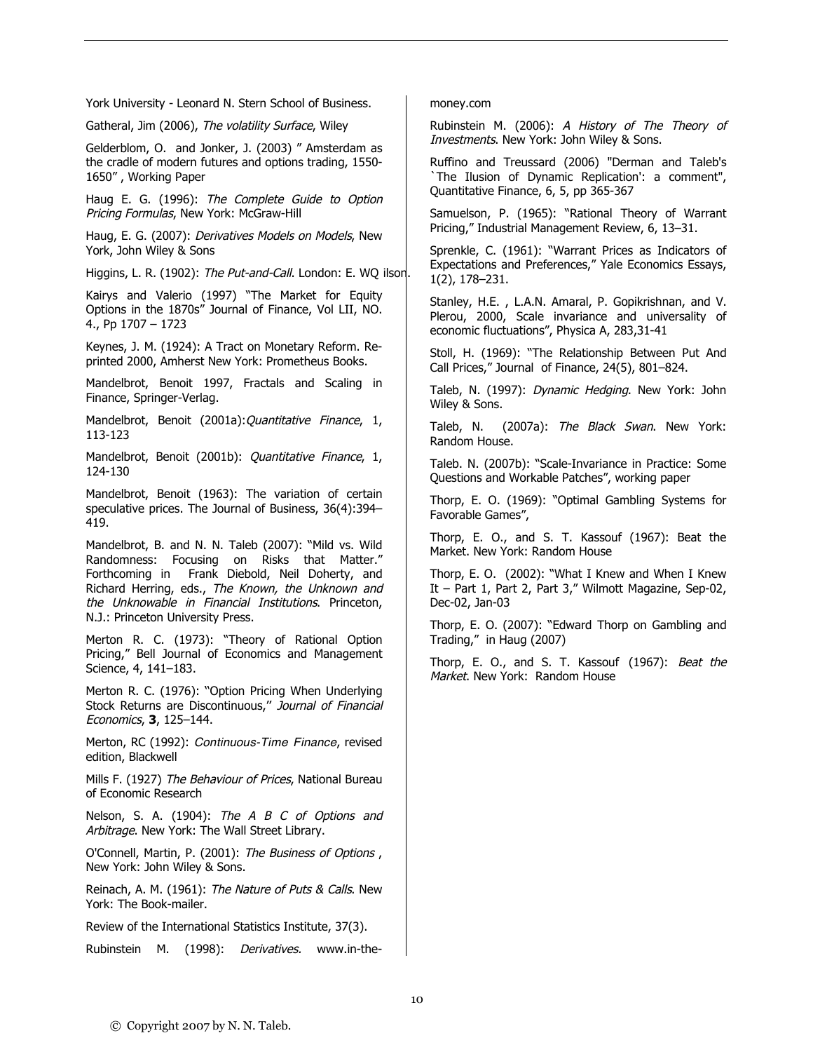York University - Leonard N. Stern School of Business.

Gatheral, Jim (2006), *The volatility Surface*, Wiley

Gelderblom, O. and Jonker, J. (2003) " Amsterdam as the cradle of modern futures and options trading, 1550-1650" , Working Paper

Haug E. G. (1996): *The Complete Guide to Option Pricing Formulas*, New York: McGraw-Hill

Haug, E. G. (2007): *Derivatives Models on Models*, New York, John Wiley & Sons

Higgins, L. R. (1902): *The Put-and-Call*. London: E. WQ ilson.

Kairys and Valerio (1997) "The Market for Equity Options in the 1870s" Journal of Finance, Vol LII, NO. 4., Pp 1707 – 1723

Keynes, J. M. (1924): A Tract on Monetary Reform. Re-printed 2000, Amherst New York: Prometheus Books.

Mandelbrot, Benoit 1997, Fractals and Scaling in Finance, Springer-Verlag.

Mandelbrot, Benoit (2001a):*Quantitative Finance*, 1, 113-123

Mandelbrot, Benoit (2001b): *Quantitative Finance*, 1, 124-130

Mandelbrot, Benoit (1963): The variation of certain speculative prices. The Journal of Business, 36(4):394–419.

Mandelbrot, B. and N. N. Taleb (2007): "Mild vs. Wild Randomness: Focusing on Risks that Matter." Forthcoming in Frank Diebold, Neil Doherty, and Richard Herring, eds., *The Known, the Unknown and the Unknowable in Financial Institutions*. Princeton, N.J.: Princeton University Press.

Merton R. C. (1973): "Theory of Rational Option Pricing," Bell Journal of Economics and Management Science, 4, 141–183.

Merton R. C. (1976): "Option Pricing When Underlying Stock Returns are Discontinuous," *Journal of Financial Economics*, **3**, 125–144.

Merton, RC (1992): *Continuous-Time Finance*, revised edition, Blackwell

Mills F. (1927) *The Behaviour of Prices*, National Bureau of Economic Research

Nelson, S. A. (1904): *The A B C of Options and Arbitrage*. New York: The Wall Street Library.

O'Connell, Martin, P. (2001): *The Business of Options* , New York: John Wiley & Sons.

Reinach, A. M. (1961): *The Nature of Puts & Calls*. New York: The Book-mailer.

Review of the International Statistics Institute, 37(3).

Rubinstein M. (1998): *Derivatives*. www.in-the-money.com

Rubinstein M. (2006): *A History of The Theory of Investments*. New York: John Wiley & Sons.

Ruffino and Treussard (2006) "Derman and Taleb's `The Ilusion of Dynamic Replication': a comment", Quantitative Finance, 6, 5, pp 365-367

Samuelson, P. (1965): "Rational Theory of Warrant Pricing," Industrial Management Review, 6, 13–31.

Sprenkle, C. (1961): "Warrant Prices as Indicators of Expectations and Preferences," Yale Economics Essays, 1(2), 178–231.

Stanley, H.E. , L.A.N. Amaral, P. Gopikrishnan, and V. Plerou, 2000, Scale invariance and universality of economic fluctuations", Physica A, 283,31-41

Stoll, H. (1969): "The Relationship Between Put And Call Prices," Journal of Finance, 24(5), 801–824.

Taleb, N. (1997): *Dynamic Hedging*. New York: John Wiley & Sons.

Taleb, N. (2007a): *The Black Swan*. New York: Random House.

Taleb. N. (2007b): "Scale-Invariance in Practice: Some Questions and Workable Patches", working paper

Thorp, E. O. (1969): "Optimal Gambling Systems for Favorable Games",

Thorp, E. O., and S. T. Kassouf (1967): Beat the Market. New York: Random House

Thorp, E. O. (2002): "What I Knew and When I Knew It – Part 1, Part 2, Part 3," Wilmott Magazine, Sep-02, Dec-02, Jan-03

Thorp, E. O. (2007): "Edward Thorp on Gambling and Trading," in Haug (2007)

Thorp, E. O., and S. T. Kassouf (1967): *Beat the Market*. New York: Random House